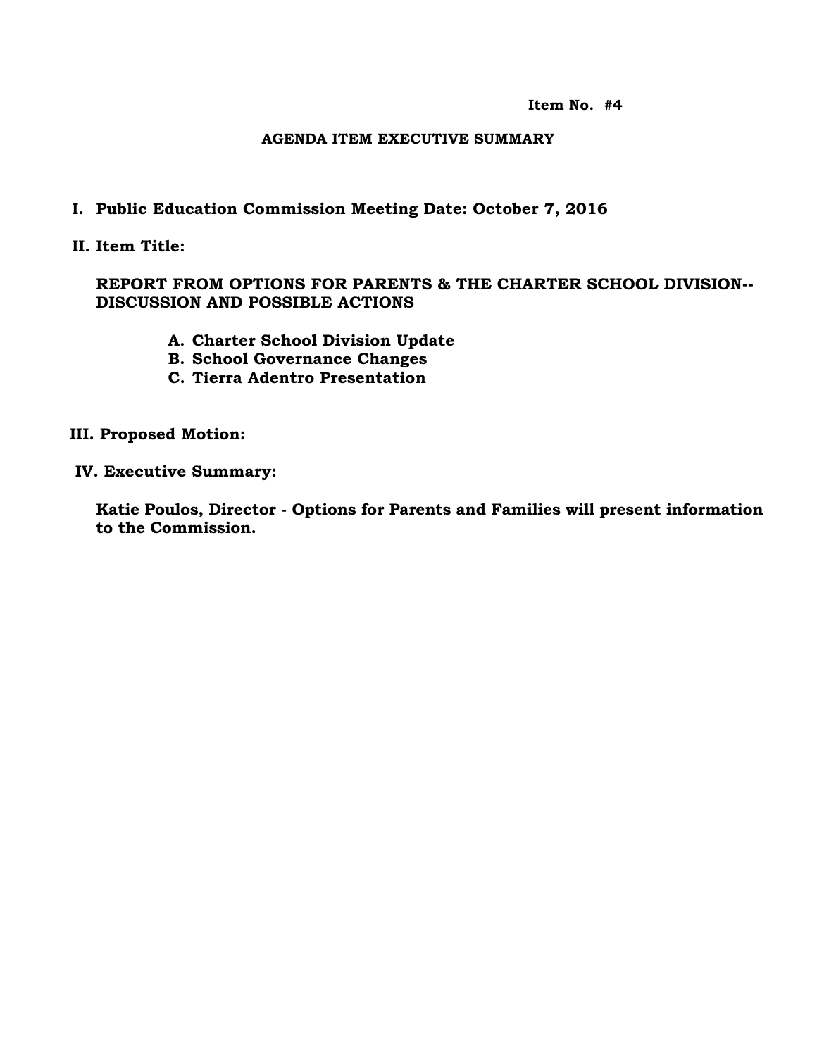**Item No. #4**

## AGENDA ITEM EXECUTIVE SUMMARY

**I. Public Education Commission Meeting Date: October 7, 2016**

**II. Item Title:**

**REPORT FROM OPTIONS FOR PARENTS & THE CHARTER SCHOOL DIVISION--DISCUSSION AND POSSIBLE ACTIONS**

- **A. Charter School Division Update**
- **B. School Governance Changes**
- **C. Tierra Adentro Presentation**

**III. Proposed Motion:**

**IV. Executive Summary:**

**Katie Poulos, Director - Options for Parents and Families will present information to the Commission.**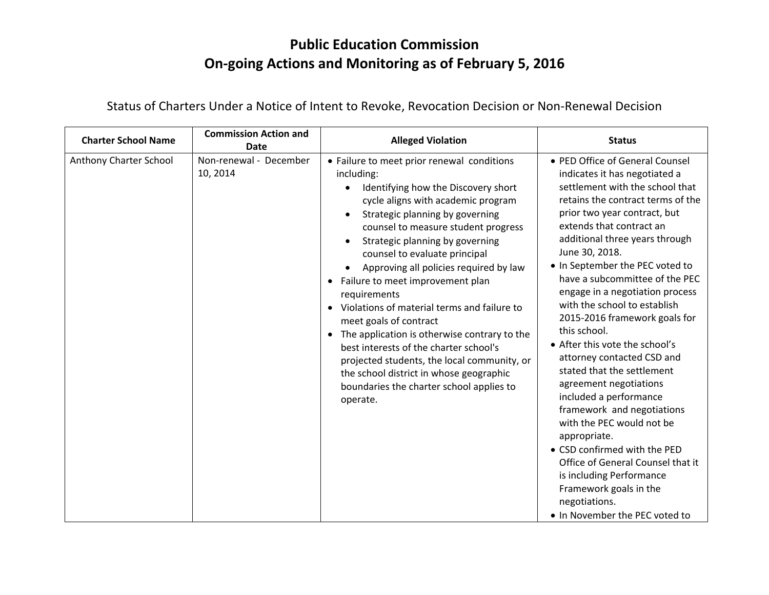# Public Education Commission
# On-going Actions and Monitoring as of February 5, 2016

Status of Charters Under a Notice of Intent to Revoke, Revocation Decision or Non-Renewal Decision

| Charter School Name | Commission Action and Date | Alleged Violation | Status |
|---|---|---|---|
| Anthony Charter School | Non-renewal - December 10, 2014 | • Failure to meet prior renewal conditions including:<br>  ◦ Identifying how the Discovery short cycle aligns with academic program<br>  ◦ Strategic planning by governing counsel to measure student progress<br>  ◦ Strategic planning by governing counsel to evaluate principal<br>  ◦ Approving all policies required by law<br>• Failure to meet improvement plan requirements<br>• Violations of material terms and failure to meet goals of contract<br>• The application is otherwise contrary to the best interests of the charter school's projected students, the local community, or the school district in whose geographic boundaries the charter school applies to operate. | • PED Office of General Counsel indicates it has negotiated a settlement with the school that retains the contract terms of the prior two year contract, but extends that contract an additional three years through June 30, 2018.<br>• In September the PEC voted to have a subcommittee of the PEC engage in a negotiation process with the school to establish 2015-2016 framework goals for this school.<br>• After this vote the school's attorney contacted CSD and stated that the settlement agreement negotiations included a performance framework and negotiations with the PEC would not be appropriate.<br>• CSD confirmed with the PED Office of General Counsel that it is including Performance Framework goals in the negotiations.<br>• In November the PEC voted to |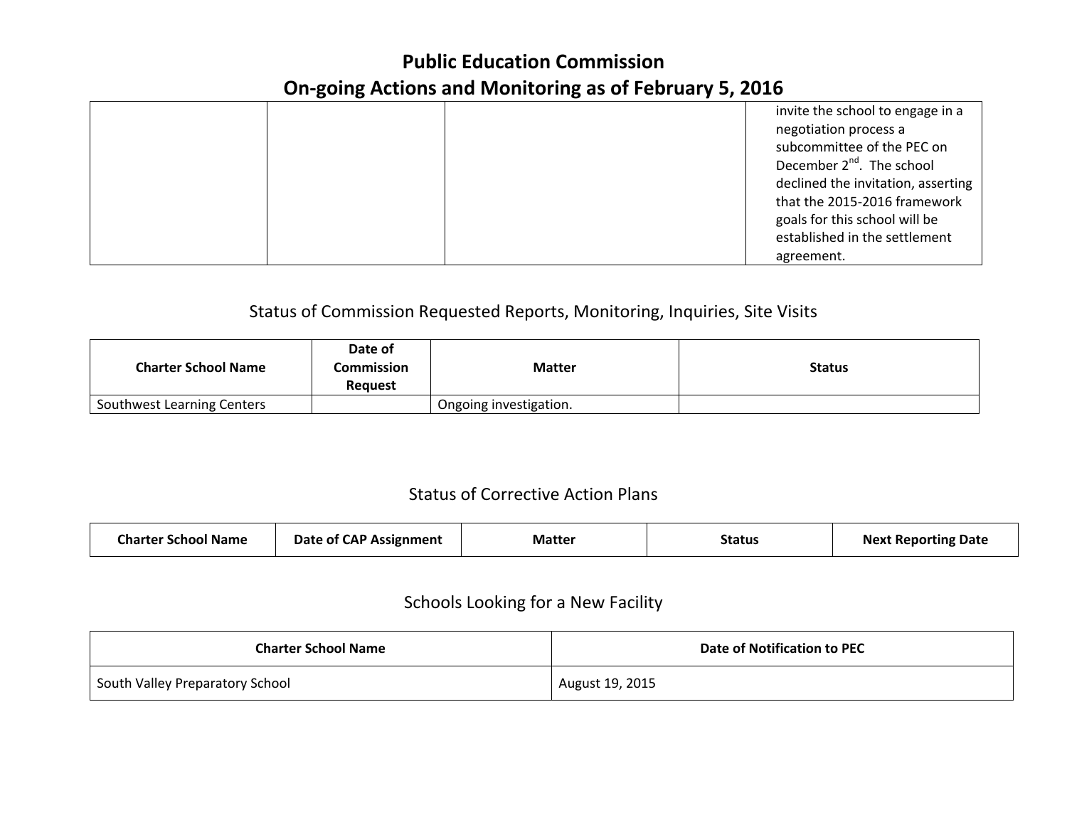# Public Education Commission
# On-going Actions and Monitoring as of February 5, 2016

| | | | |
|---|---|---|---|
| | | | invite the school to engage in a negotiation process a subcommittee of the PEC on December 2nd. The school declined the invitation, asserting that the 2015-2016 framework goals for this school will be established in the settlement agreement. |

## Status of Commission Requested Reports, Monitoring, Inquiries, Site Visits

| Charter School Name | Date of Commission Request | Matter | Status |
|---|---|---|---|
| Southwest Learning Centers | | Ongoing investigation. | |

## Status of Corrective Action Plans

| Charter School Name | Date of CAP Assignment | Matter | Status | Next Reporting Date |
|---|---|---|---|---|

## Schools Looking for a New Facility

| Charter School Name | Date of Notification to PEC |
|---|---|
| South Valley Preparatory School | August 19, 2015 |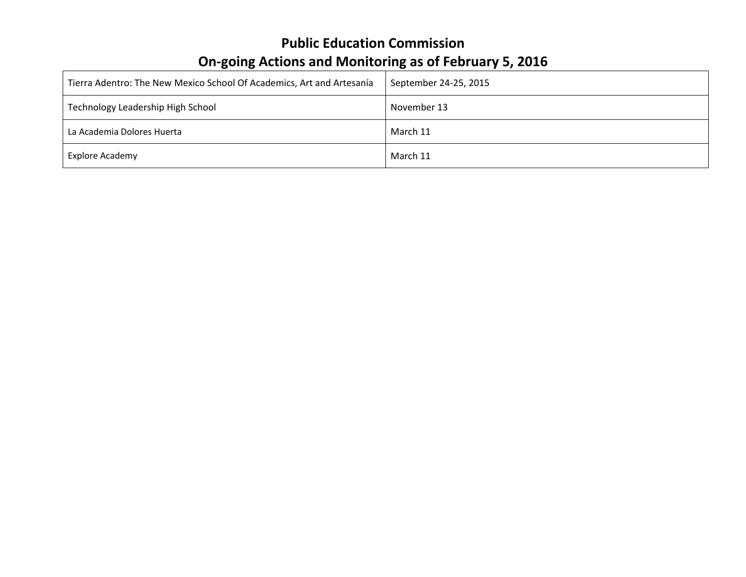# Public Education Commission

## On-going Actions and Monitoring as of February 5, 2016

| | |
|---|---|
| Tierra Adentro: The New Mexico School Of Academics, Art and Artesanía | September 24-25, 2015 |
| Technology Leadership High School | November 13 |
| La Academia Dolores Huerta | March 11 |
| Explore Academy | March 11 |